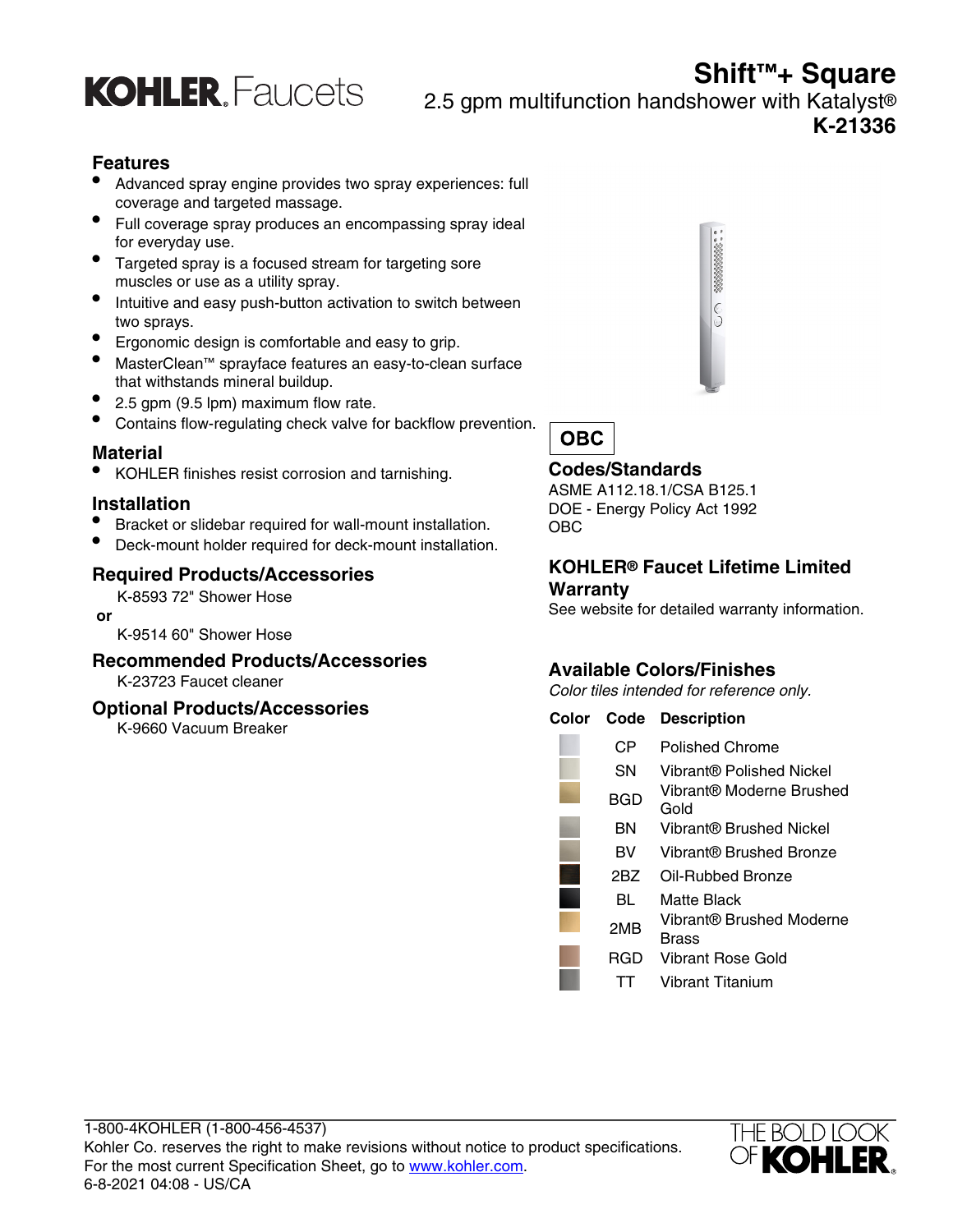KOHLER. Faucets

# Shift™+ Square

2.5 gpm multifunction handshower with Katalyst®

**K-21336**

## Features

- Advanced spray engine provides two spray experiences: full coverage and targeted massage.
- Full coverage spray produces an encompassing spray ideal for everyday use.
- Targeted spray is a focused stream for targeting sore muscles or use as a utility spray.
- Intuitive and easy push-button activation to switch between two sprays.
- Ergonomic design is comfortable and easy to grip.
- MasterClean™ sprayface features an easy-to-clean surface that withstands mineral buildup.
- 2.5 gpm (9.5 lpm) maximum flow rate.
- Contains flow-regulating check valve for backflow prevention.

## Material

- KOHLER finishes resist corrosion and tarnishing.

## Installation

- Bracket or slidebar required for wall-mount installation.
- Deck-mount holder required for deck-mount installation.

## Required Products/Accessories

K-8593 72" Shower Hose

**or**

K-9514 60" Shower Hose

## Recommended Products/Accessories

K-23723 Faucet cleaner

## Optional Products/Accessories

K-9660 Vacuum Breaker

**OBC**

## Codes/Standards

ASME A112.18.1/CSA B125.1
DOE - Energy Policy Act 1992
OBC

## KOHLER® Faucet Lifetime Limited Warranty

See website for detailed warranty information.

## Available Colors/Finishes

*Color tiles intended for reference only.*

| Color | Code | Description |
|---|---|---|
| | CP | Polished Chrome |
| | SN | Vibrant® Polished Nickel |
| | BGD | Vibrant® Moderne Brushed Gold |
| | BN | Vibrant® Brushed Nickel |
| | BV | Vibrant® Brushed Bronze |
| | 2BZ | Oil-Rubbed Bronze |
| | BL | Matte Black |
| | 2MB | Vibrant® Brushed Moderne Brass |
| | RGD | Vibrant Rose Gold |
| | TT | Vibrant Titanium |

1-800-4KOHLER (1-800-456-4537)
Kohler Co. reserves the right to make revisions without notice to product specifications.
For the most current Specification Sheet, go to www.kohler.com.
6-8-2021 04:08 - US/CA

THE BOLD LOOK OF KOHLER.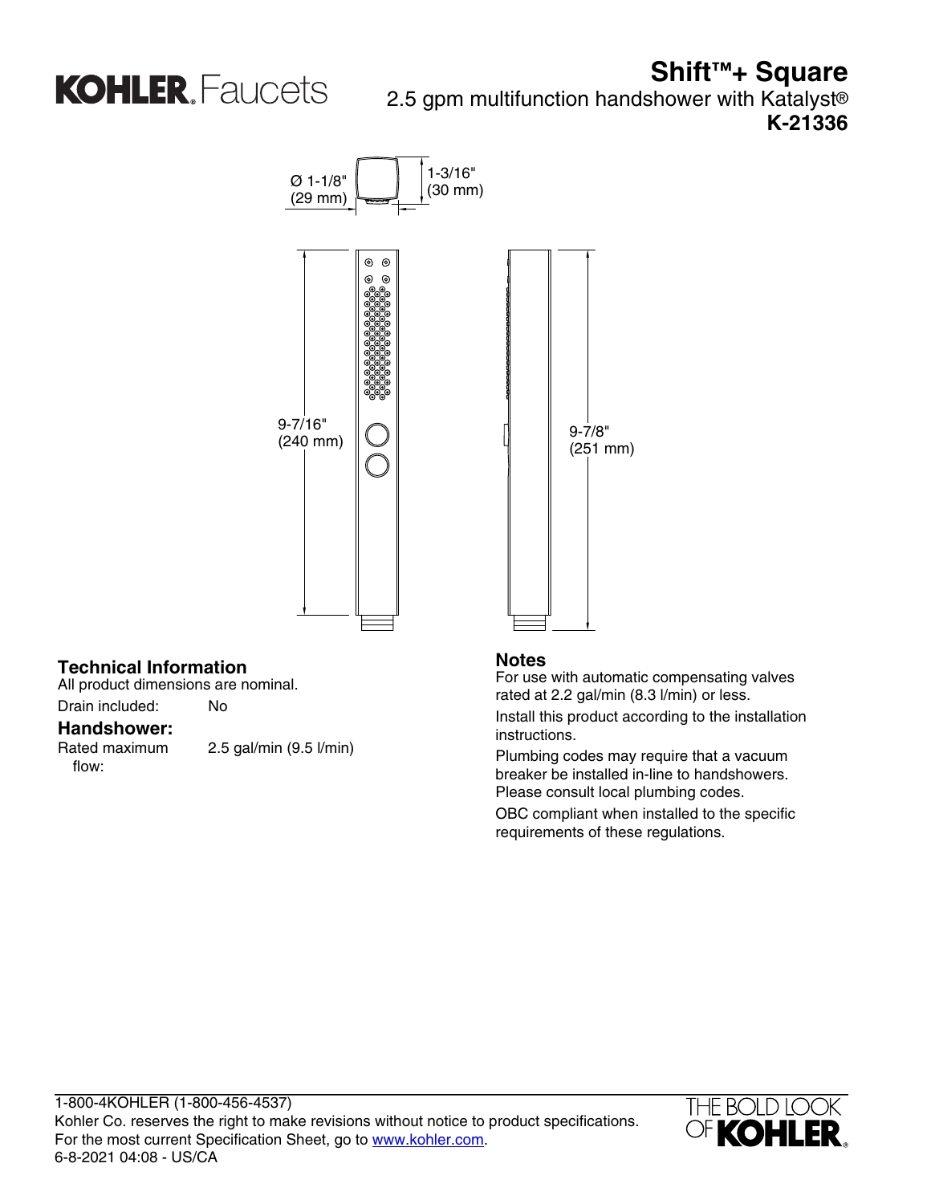# Shift™+ Square

2.5 gpm multifunction handshower with Katalyst®

**K-21336**

Ø 1-1/8"
(29 mm)

1-3/16"
(30 mm)

9-7/16"
(240 mm)

9-7/8"
(251 mm)

## Technical Information

All product dimensions are nominal.

| | |
|---|---|
| Drain included: | No |

### Handshower:

| | |
|---|---|
| Rated maximum flow: | 2.5 gal/min (9.5 l/min) |

## Notes

For use with automatic compensating valves rated at 2.2 gal/min (8.3 l/min) or less.

Install this product according to the installation instructions.

Plumbing codes may require that a vacuum breaker be installed in-line to handshowers. Please consult local plumbing codes.

OBC compliant when installed to the specific requirements of these regulations.

1-800-4KOHLER (1-800-456-4537)
Kohler Co. reserves the right to make revisions without notice to product specifications.
For the most current Specification Sheet, go to www.kohler.com.
6-8-2021 04:08 - US/CA